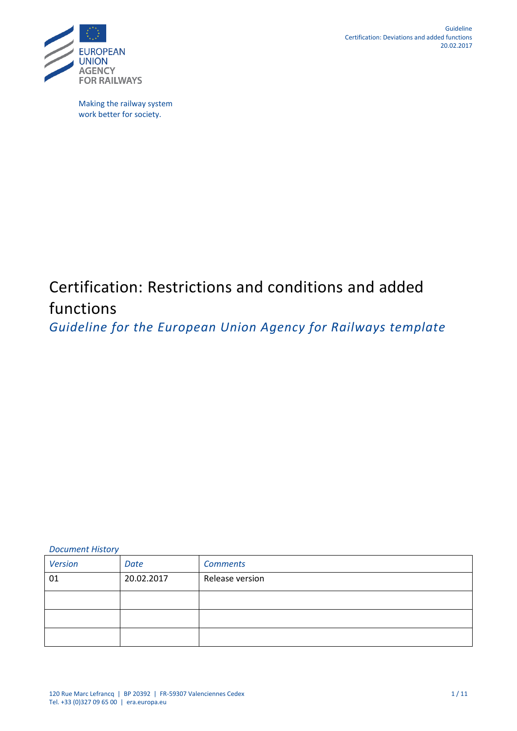EUROPEAN UNION AGENCY FOR RAILWAYS

Making the railway system work better for society.

# Certification: Restrictions and conditions and added functions

*Guideline for the European Union Agency for Railways template*

*Document History*

| *Version* | *Date* | *Comments* |
|---|---|---|
| 01 | 20.02.2017 | Release version |
| | | |
| | | |
| | | |

120 Rue Marc Lefrancq | BP 20392 | FR-59307 Valenciennes Cedex
Tel. +33 (0)327 09 65 00 | era.europa.eu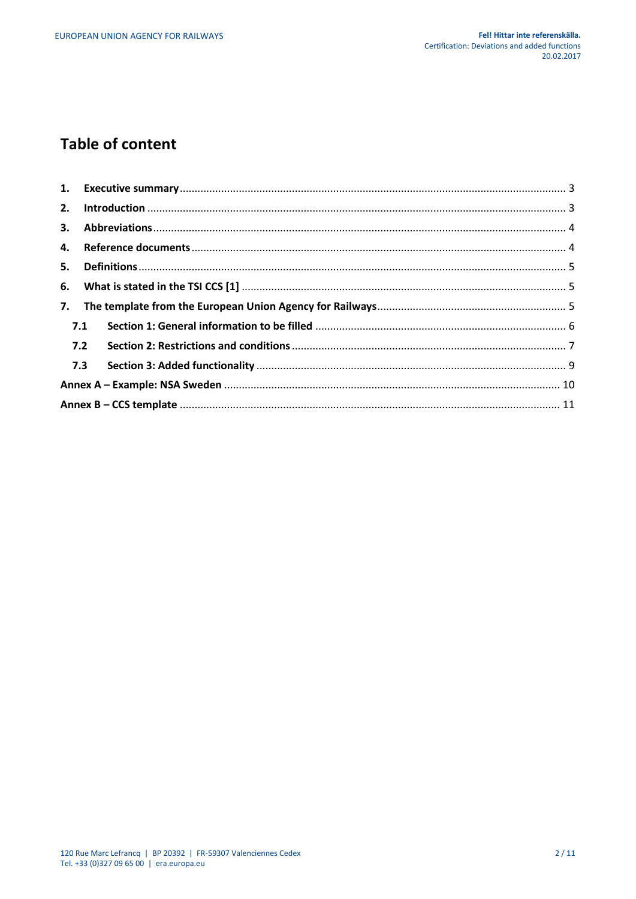# Table of content

1. **Executive summary** ... 3
2. **Introduction** ... 3
3. **Abbreviations** ... 4
4. **Reference documents** ... 4
5. **Definitions** ... 5
6. **What is stated in the TSI CCS [1]** ... 5
7. **The template from the European Union Agency for Railways** ... 5
   - **7.1 Section 1: General information to be filled** ... 6
   - **7.2 Section 2: Restrictions and conditions** ... 7
   - **7.3 Section 3: Added functionality** ... 9

**Annex A – Example: NSA Sweden** ... 10

**Annex B – CCS template** ... 11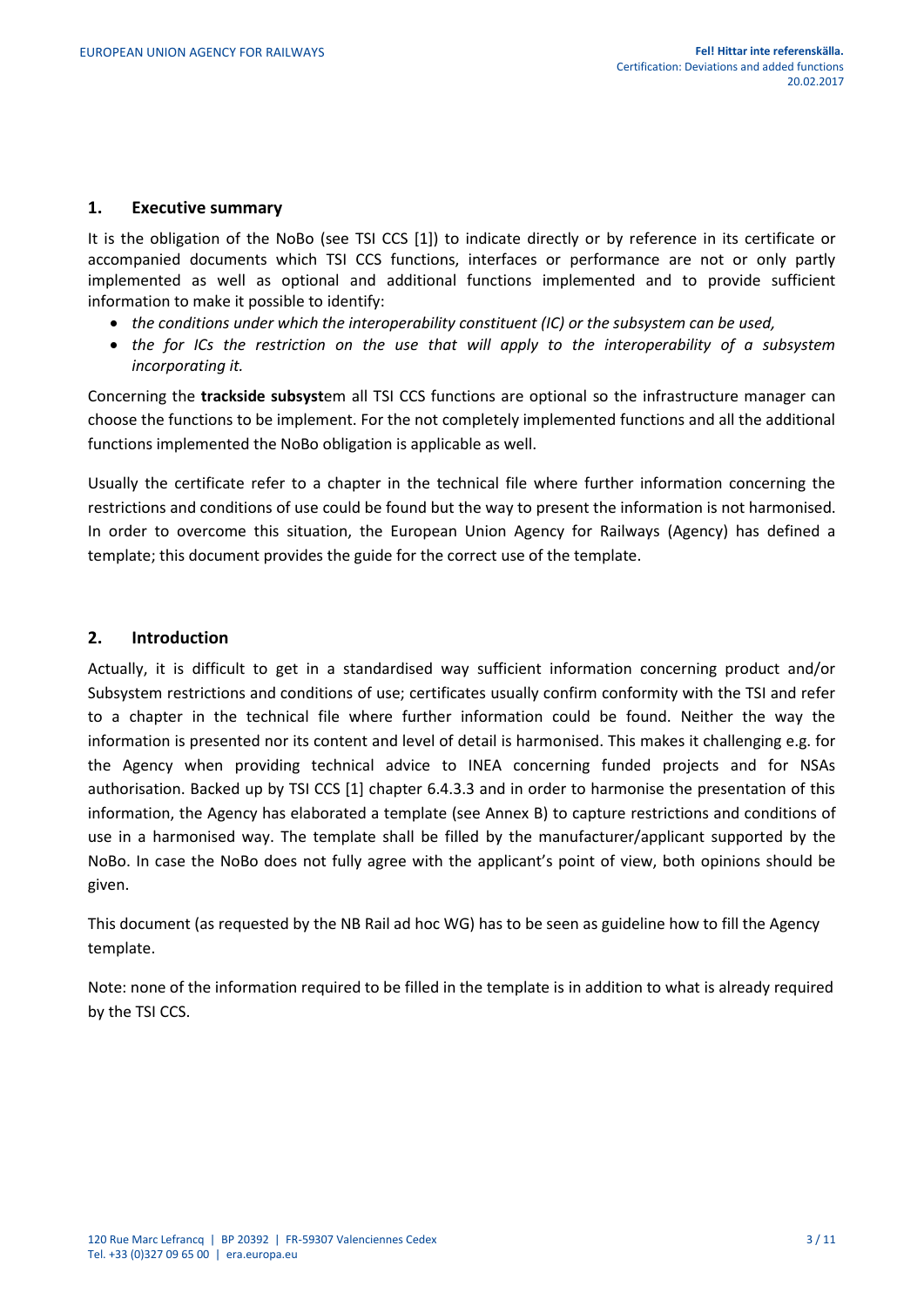## 1. Executive summary

It is the obligation of the NoBo (see TSI CCS [1]) to indicate directly or by reference in its certificate or accompanied documents which TSI CCS functions, interfaces or performance are not or only partly implemented as well as optional and additional functions implemented and to provide sufficient information to make it possible to identify:

- *the conditions under which the interoperability constituent (IC) or the subsystem can be used,*
- *the for ICs the restriction on the use that will apply to the interoperability of a subsystem incorporating it.*

Concerning the **trackside subsyst**em all TSI CCS functions are optional so the infrastructure manager can choose the functions to be implement. For the not completely implemented functions and all the additional functions implemented the NoBo obligation is applicable as well.

Usually the certificate refer to a chapter in the technical file where further information concerning the restrictions and conditions of use could be found but the way to present the information is not harmonised. In order to overcome this situation, the European Union Agency for Railways (Agency) has defined a template; this document provides the guide for the correct use of the template.

## 2. Introduction

Actually, it is difficult to get in a standardised way sufficient information concerning product and/or Subsystem restrictions and conditions of use; certificates usually confirm conformity with the TSI and refer to a chapter in the technical file where further information could be found. Neither the way the information is presented nor its content and level of detail is harmonised. This makes it challenging e.g. for the Agency when providing technical advice to INEA concerning funded projects and for NSAs authorisation. Backed up by TSI CCS [1] chapter 6.4.3.3 and in order to harmonise the presentation of this information, the Agency has elaborated a template (see Annex B) to capture restrictions and conditions of use in a harmonised way. The template shall be filled by the manufacturer/applicant supported by the NoBo. In case the NoBo does not fully agree with the applicant's point of view, both opinions should be given.

This document (as requested by the NB Rail ad hoc WG) has to be seen as guideline how to fill the Agency template.

Note: none of the information required to be filled in the template is in addition to what is already required by the TSI CCS.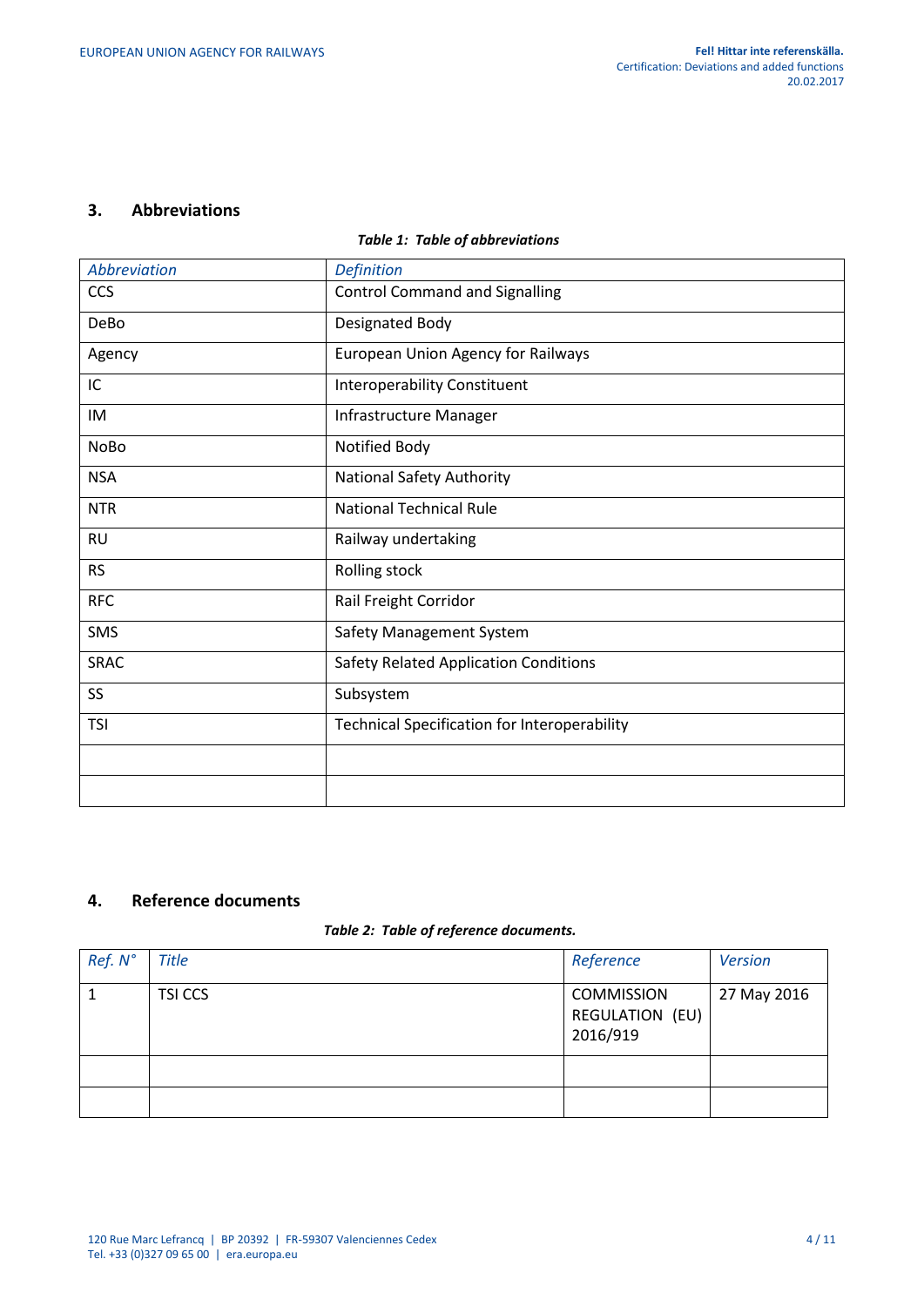## 3. Abbreviations

***Table 1: Table of abbreviations***

| *Abbreviation* | *Definition* |
|---|---|
| CCS | Control Command and Signalling |
| DeBo | Designated Body |
| Agency | European Union Agency for Railways |
| IC | Interoperability Constituent |
| IM | Infrastructure Manager |
| NoBo | Notified Body |
| NSA | National Safety Authority |
| NTR | National Technical Rule |
| RU | Railway undertaking |
| RS | Rolling stock |
| RFC | Rail Freight Corridor |
| SMS | Safety Management System |
| SRAC | Safety Related Application Conditions |
| SS | Subsystem |
| TSI | Technical Specification for Interoperability |
| | |
| | |

## 4. Reference documents

***Table 2: Table of reference documents.***

| *Ref. N°* | *Title* | *Reference* | *Version* |
|---|---|---|---|
| 1 | TSI CCS | COMMISSION REGULATION (EU) 2016/919 | 27 May 2016 |
| | | | |
| | | | |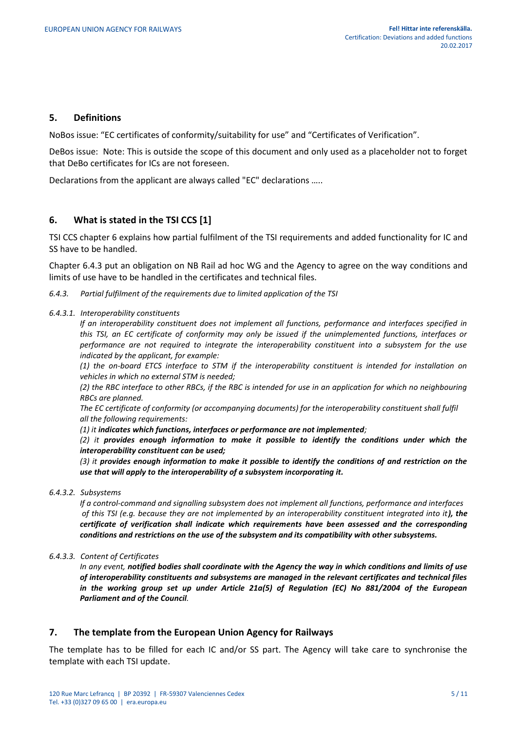## 5. Definitions

NoBos issue: “EC certificates of conformity/suitability for use” and “Certificates of Verification”.

DeBos issue: Note: This is outside the scope of this document and only used as a placeholder not to forget that DeBo certificates for ICs are not foreseen.

Declarations from the applicant are always called "EC" declarations …..

## 6. What is stated in the TSI CCS [1]

TSI CCS chapter 6 explains how partial fulfilment of the TSI requirements and added functionality for IC and SS have to be handled.

Chapter 6.4.3 put an obligation on NB Rail ad hoc WG and the Agency to agree on the way conditions and limits of use have to be handled in the certificates and technical files.

*6.4.3. Partial fulfilment of the requirements due to limited application of the TSI*

*6.4.3.1. Interoperability constituents*

*If an interoperability constituent does not implement all functions, performance and interfaces specified in this TSI, an EC certificate of conformity may only be issued if the unimplemented functions, interfaces or performance are not required to integrate the interoperability constituent into a subsystem for the use indicated by the applicant, for example:*

*(1) the on-board ETCS interface to STM if the interoperability constituent is intended for installation on vehicles in which no external STM is needed;*

*(2) the RBC interface to other RBCs, if the RBC is intended for use in an application for which no neighbouring RBCs are planned.*

*The EC certificate of conformity (or accompanying documents) for the interoperability constituent shall fulfil all the following requirements:*

*(1) it **indicates which functions, interfaces or performance are not implemented**;*

*(2) it **provides enough information to make it possible to identify the conditions under which the interoperability constituent can be used;***

*(3) it **provides enough information to make it possible to identify the conditions of and restriction on the use that will apply to the interoperability of a subsystem incorporating it.***

*6.4.3.2. Subsystems*

*If a control-command and signalling subsystem does not implement all functions, performance and interfaces of this TSI (e.g. because they are not implemented by an interoperability constituent integrated into it**), the certificate of verification shall indicate which requirements have been assessed and the corresponding conditions and restrictions on the use of the subsystem and its compatibility with other subsystems.***

*6.4.3.3. Content of Certificates*

*In any event, **notified bodies shall coordinate with the Agency the way in which conditions and limits of use of interoperability constituents and subsystems are managed in the relevant certificates and technical files in the working group set up under Article 21a(5) of Regulation (EC) No 881/2004 of the European Parliament and of the Council**.*

## 7. The template from the European Union Agency for Railways

The template has to be filled for each IC and/or SS part. The Agency will take care to synchronise the template with each TSI update.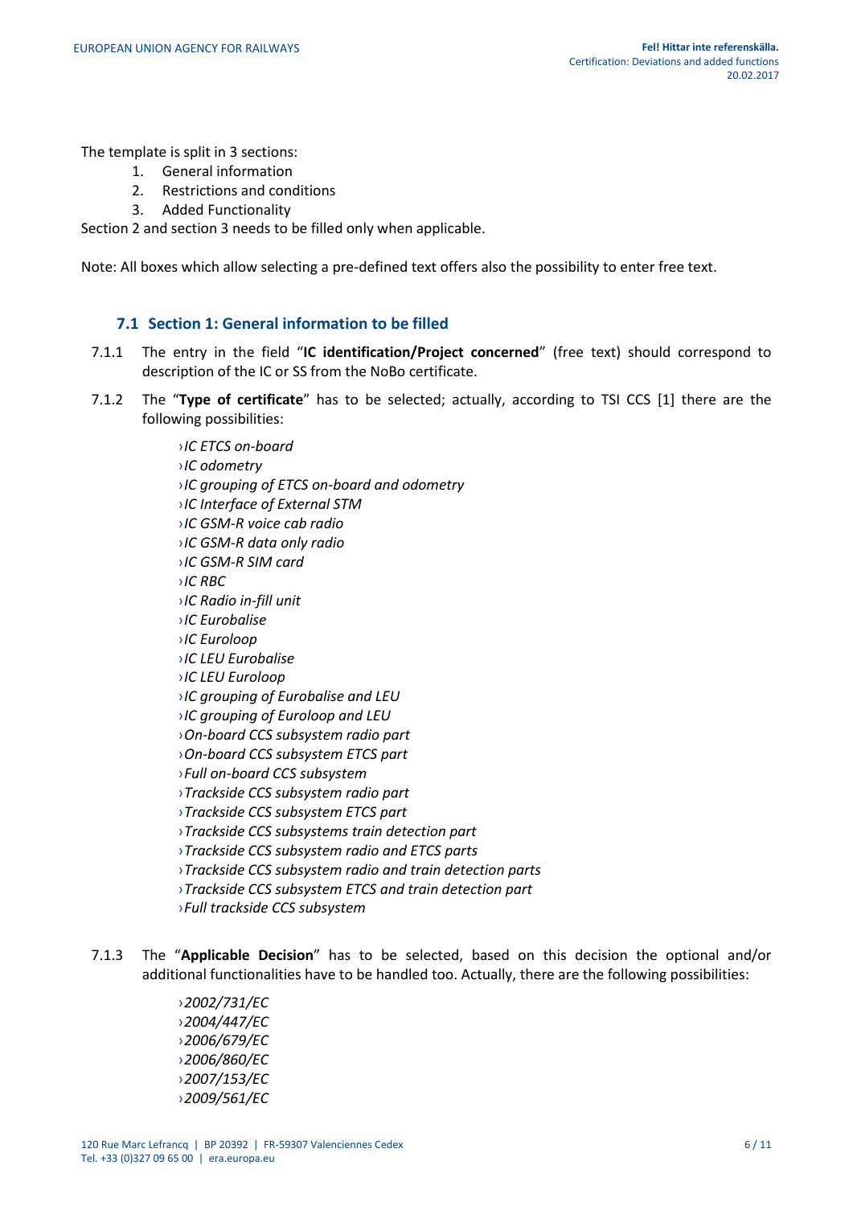The template is split in 3 sections:

1. General information
2. Restrictions and conditions
3. Added Functionality

Section 2 and section 3 needs to be filled only when applicable.

Note: All boxes which allow selecting a pre-defined text offers also the possibility to enter free text.

## 7.1 Section 1: General information to be filled

7.1.1 The entry in the field "**IC identification/Project concerned**" (free text) should correspond to description of the IC or SS from the NoBo certificate.

7.1.2 The "**Type of certificate**" has to be selected; actually, according to TSI CCS [1] there are the following possibilities:

› *IC ETCS on-board*
› *IC odometry*
› *IC grouping of ETCS on-board and odometry*
› *IC Interface of External STM*
› *IC GSM-R voice cab radio*
› *IC GSM-R data only radio*
› *IC GSM-R SIM card*
› *IC RBC*
› *IC Radio in-fill unit*
› *IC Eurobalise*
› *IC Euroloop*
› *IC LEU Eurobalise*
› *IC LEU Euroloop*
› *IC grouping of Eurobalise and LEU*
› *IC grouping of Euroloop and LEU*
› *On-board CCS subsystem radio part*
› *On-board CCS subsystem ETCS part*
› *Full on-board CCS subsystem*
› *Trackside CCS subsystem radio part*
› *Trackside CCS subsystem ETCS part*
› *Trackside CCS subsystems train detection part*
› *Trackside CCS subsystem radio and ETCS parts*
› *Trackside CCS subsystem radio and train detection parts*
› *Trackside CCS subsystem ETCS and train detection part*
› *Full trackside CCS subsystem*

7.1.3 The "**Applicable Decision**" has to be selected, based on this decision the optional and/or additional functionalities have to be handled too. Actually, there are the following possibilities:

› *2002/731/EC*
› *2004/447/EC*
› *2006/679/EC*
› *2006/860/EC*
› *2007/153/EC*
› *2009/561/EC*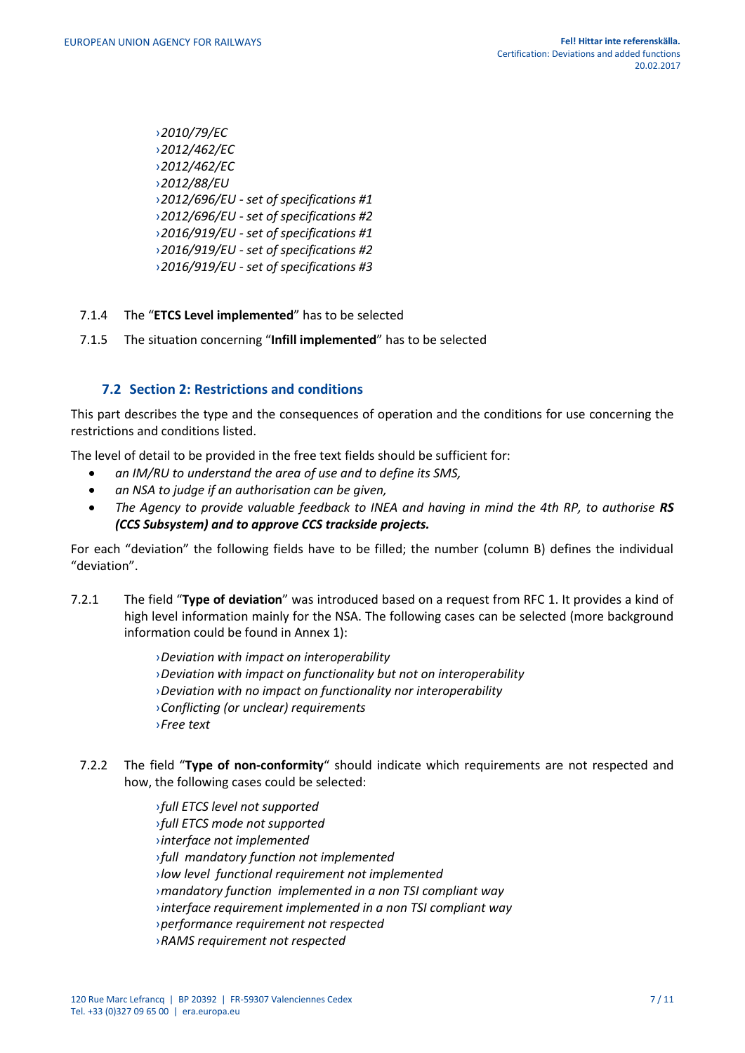› *2010/79/EC*
› *2012/462/EC*
› *2012/462/EC*
› *2012/88/EU*
› *2012/696/EU - set of specifications #1*
› *2012/696/EU - set of specifications #2*
› *2016/919/EU - set of specifications #1*
› *2016/919/EU - set of specifications #2*
› *2016/919/EU - set of specifications #3*

7.1.4 The "**ETCS Level implemented**" has to be selected

7.1.5 The situation concerning "**Infill implemented**" has to be selected

## 7.2 Section 2: Restrictions and conditions

This part describes the type and the consequences of operation and the conditions for use concerning the restrictions and conditions listed.

The level of detail to be provided in the free text fields should be sufficient for:

- *an IM/RU to understand the area of use and to define its SMS,*
- *an NSA to judge if an authorisation can be given,*
- *The Agency to provide valuable feedback to INEA and having in mind the 4th RP, to authorise* ***RS (CCS Subsystem) and to approve CCS trackside projects.***

For each "deviation" the following fields have to be filled; the number (column B) defines the individual "deviation".

7.2.1 The field "**Type of deviation**" was introduced based on a request from RFC 1. It provides a kind of high level information mainly for the NSA. The following cases can be selected (more background information could be found in Annex 1):

› *Deviation with impact on interoperability*
› *Deviation with impact on functionality but not on interoperability*
› *Deviation with no impact on functionality nor interoperability*
› *Conflicting (or unclear) requirements*
› *Free text*

7.2.2 The field "**Type of non-conformity**" should indicate which requirements are not respected and how, the following cases could be selected:

› *full ETCS level not supported*
› *full ETCS mode not supported*
› *interface not implemented*
› *full mandatory function not implemented*
› *low level functional requirement not implemented*
› *mandatory function implemented in a non TSI compliant way*
› *interface requirement implemented in a non TSI compliant way*
› *performance requirement not respected*
› *RAMS requirement not respected*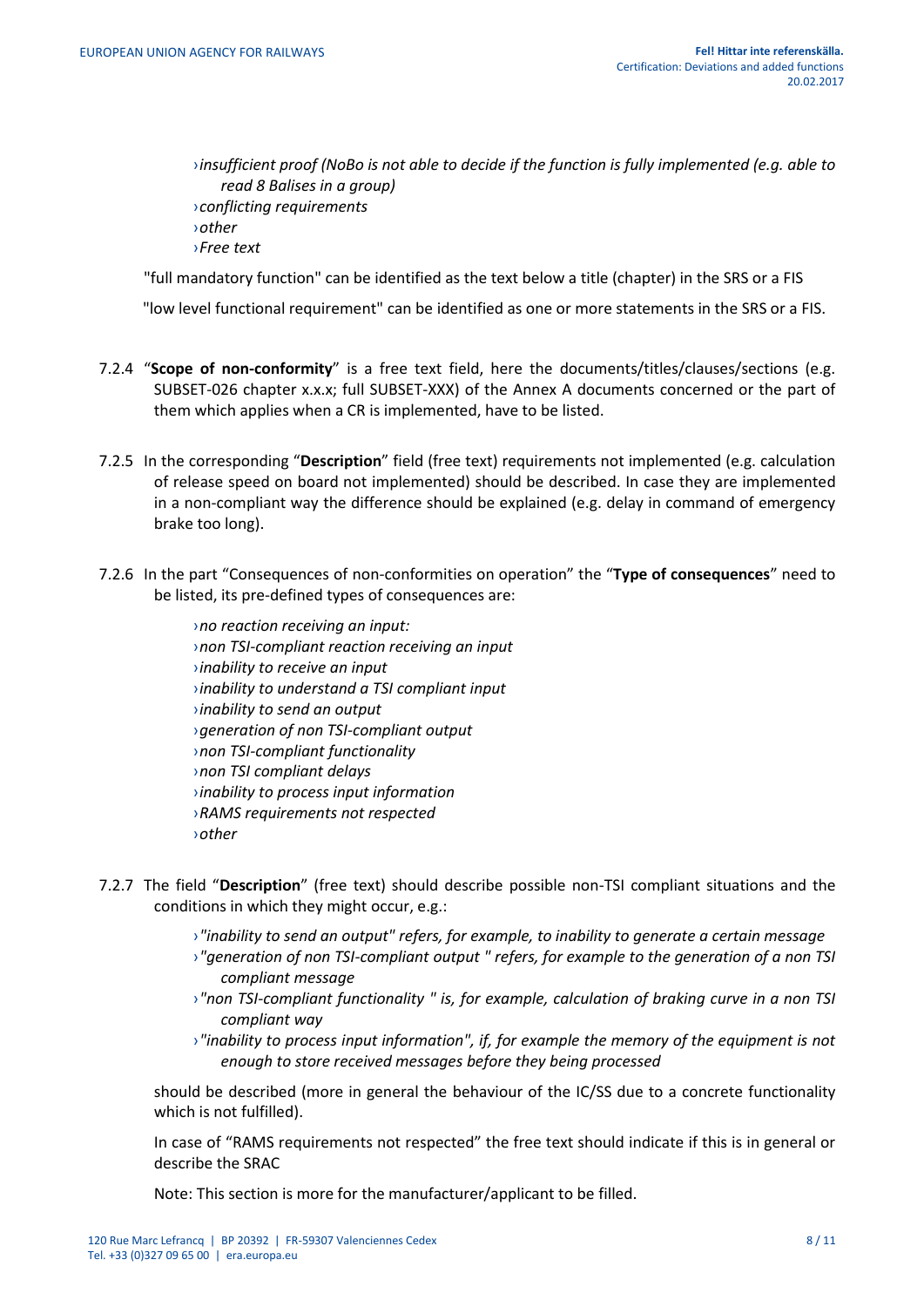- *insufficient proof (NoBo is not able to decide if the function is fully implemented (e.g. able to read 8 Balises in a group)*
- *conflicting requirements*
- *other*
- *Free text*

"full mandatory function" can be identified as the text below a title (chapter) in the SRS or a FIS

"low level functional requirement" can be identified as one or more statements in the SRS or a FIS.

7.2.4 "**Scope of non-conformity**" is a free text field, here the documents/titles/clauses/sections (e.g. SUBSET-026 chapter x.x.x; full SUBSET-XXX) of the Annex A documents concerned or the part of them which applies when a CR is implemented, have to be listed.

7.2.5 In the corresponding "**Description**" field (free text) requirements not implemented (e.g. calculation of release speed on board not implemented) should be described. In case they are implemented in a non-compliant way the difference should be explained (e.g. delay in command of emergency brake too long).

7.2.6 In the part "Consequences of non-conformities on operation" the "**Type of consequences**" need to be listed, its pre-defined types of consequences are:

- *no reaction receiving an input:*
- *non TSI-compliant reaction receiving an input*
- *inability to receive an input*
- *inability to understand a TSI compliant input*
- *inability to send an output*
- *generation of non TSI-compliant output*
- *non TSI-compliant functionality*
- *non TSI compliant delays*
- *inability to process input information*
- *RAMS requirements not respected*
- *other*

7.2.7 The field "**Description**" (free text) should describe possible non-TSI compliant situations and the conditions in which they might occur, e.g.:

- *"inability to send an output" refers, for example, to inability to generate a certain message*
- *"generation of non TSI-compliant output " refers, for example to the generation of a non TSI compliant message*
- *"non TSI-compliant functionality " is, for example, calculation of braking curve in a non TSI compliant way*
- *"inability to process input information", if, for example the memory of the equipment is not enough to store received messages before they being processed*

should be described (more in general the behaviour of the IC/SS due to a concrete functionality which is not fulfilled).

In case of "RAMS requirements not respected" the free text should indicate if this is in general or describe the SRAC

Note: This section is more for the manufacturer/applicant to be filled.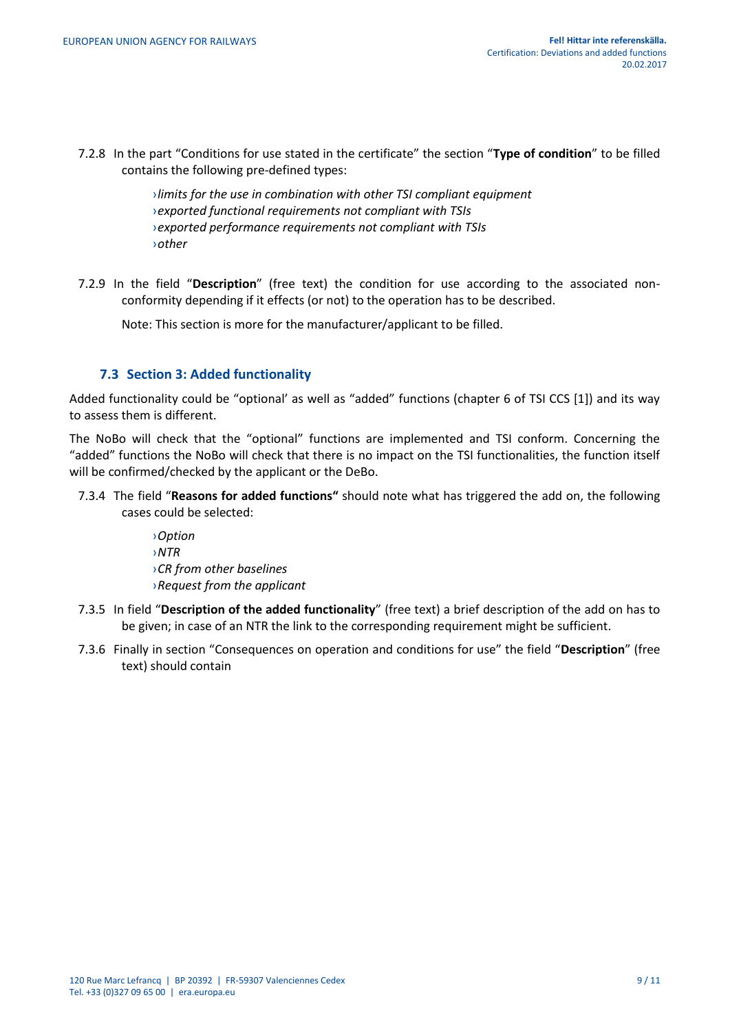7.2.8 In the part "Conditions for use stated in the certificate" the section "**Type of condition**" to be filled contains the following pre-defined types:

- *limits for the use in combination with other TSI compliant equipment*
- *exported functional requirements not compliant with TSIs*
- *exported performance requirements not compliant with TSIs*
- *other*

7.2.9 In the field "**Description**" (free text) the condition for use according to the associated non-conformity depending if it effects (or not) to the operation has to be described.

Note: This section is more for the manufacturer/applicant to be filled.

## 7.3 Section 3: Added functionality

Added functionality could be "optional' as well as "added" functions (chapter 6 of TSI CCS [1]) and its way to assess them is different.

The NoBo will check that the "optional" functions are implemented and TSI conform. Concerning the "added" functions the NoBo will check that there is no impact on the TSI functionalities, the function itself will be confirmed/checked by the applicant or the DeBo.

7.3.4 The field "**Reasons for added functions"** should note what has triggered the add on, the following cases could be selected:

- *Option*
- *NTR*
- *CR from other baselines*
- *Request from the applicant*

7.3.5 In field "**Description of the added functionality**" (free text) a brief description of the add on has to be given; in case of an NTR the link to the corresponding requirement might be sufficient.

7.3.6 Finally in section "Consequences on operation and conditions for use" the field "**Description**" (free text) should contain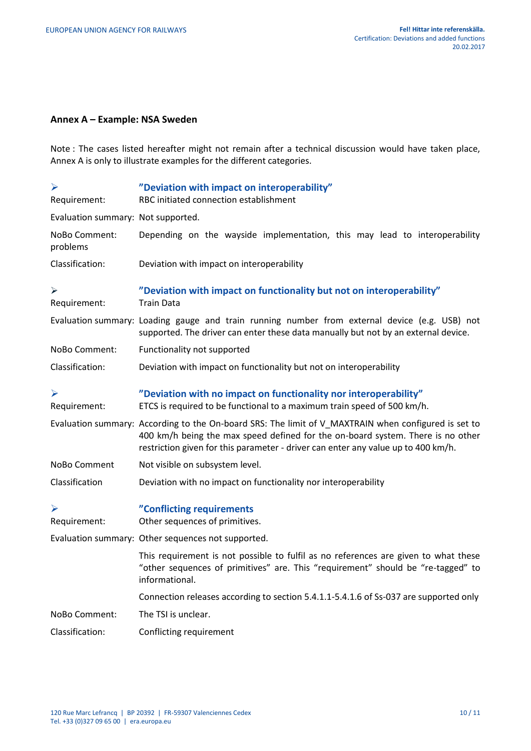## Annex A – Example: NSA Sweden

Note : The cases listed hereafter might not remain after a technical discussion would have taken place, Annex A is only to illustrate examples for the different categories.

### ➢ "Deviation with impact on interoperability"

Requirement: RBC initiated connection establishment

Evaluation summary: Not supported.

NoBo Comment: Depending on the wayside implementation, this may lead to interoperability problems

Classification: Deviation with impact on interoperability

### ➢ "Deviation with impact on functionality but not on interoperability"

Requirement: Train Data

Evaluation summary: Loading gauge and train running number from external device (e.g. USB) not supported. The driver can enter these data manually but not by an external device.

NoBo Comment: Functionality not supported

Classification: Deviation with impact on functionality but not on interoperability

### ➢ "Deviation with no impact on functionality nor interoperability"

Requirement: ETCS is required to be functional to a maximum train speed of 500 km/h.

Evaluation summary: According to the On-board SRS: The limit of V_MAXTRAIN when configured is set to 400 km/h being the max speed defined for the on-board system. There is no other restriction given for this parameter - driver can enter any value up to 400 km/h.

NoBo Comment Not visible on subsystem level.

Classification Deviation with no impact on functionality nor interoperability

### ➢ "Conflicting requirements

Requirement: Other sequences of primitives.

Evaluation summary: Other sequences not supported.

This requirement is not possible to fulfil as no references are given to what these "other sequences of primitives" are. This "requirement" should be "re-tagged" to informational.

Connection releases according to section 5.4.1.1-5.4.1.6 of Ss-037 are supported only

NoBo Comment: The TSI is unclear.

Classification: Conflicting requirement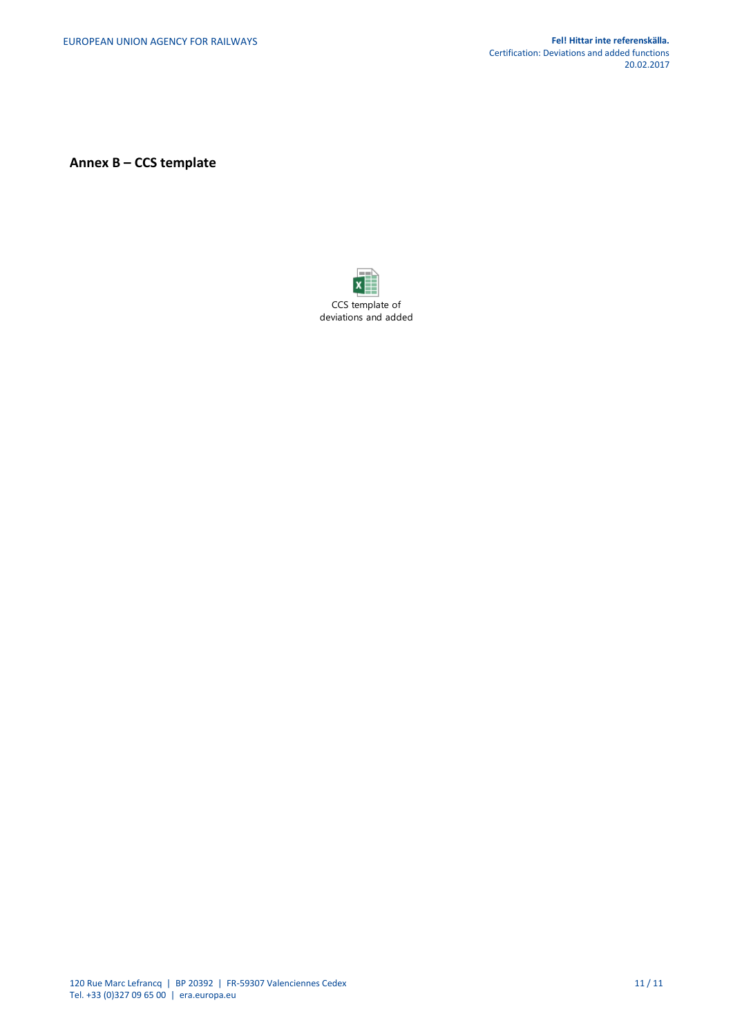# Annex B – CCS template

CCS template of deviations and added